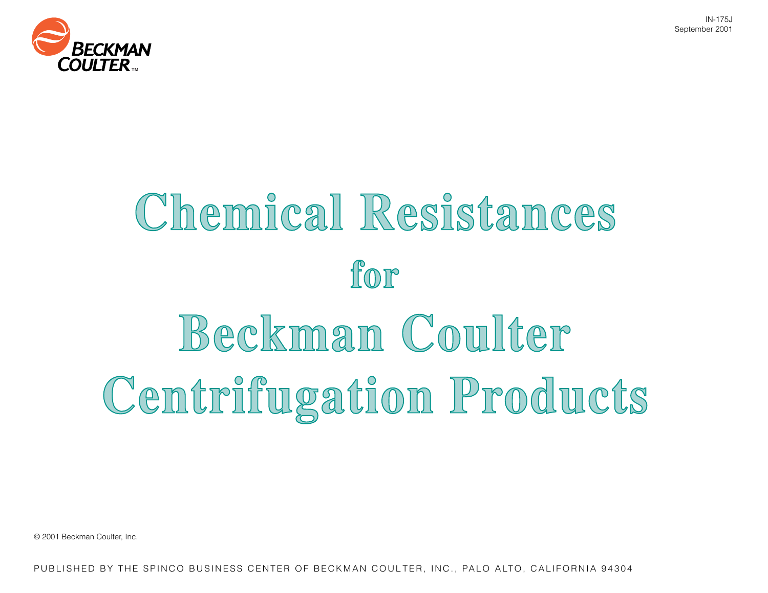IN-175J
September 2001

# Chemical Resistances for Beckman Coulter Centrifugation Products

© 2001 Beckman Coulter, Inc.

PUBLISHED BY THE SPINCO BUSINESS CENTER OF BECKMAN COULTER, INC., PALO ALTO, CALIFORNIA 94304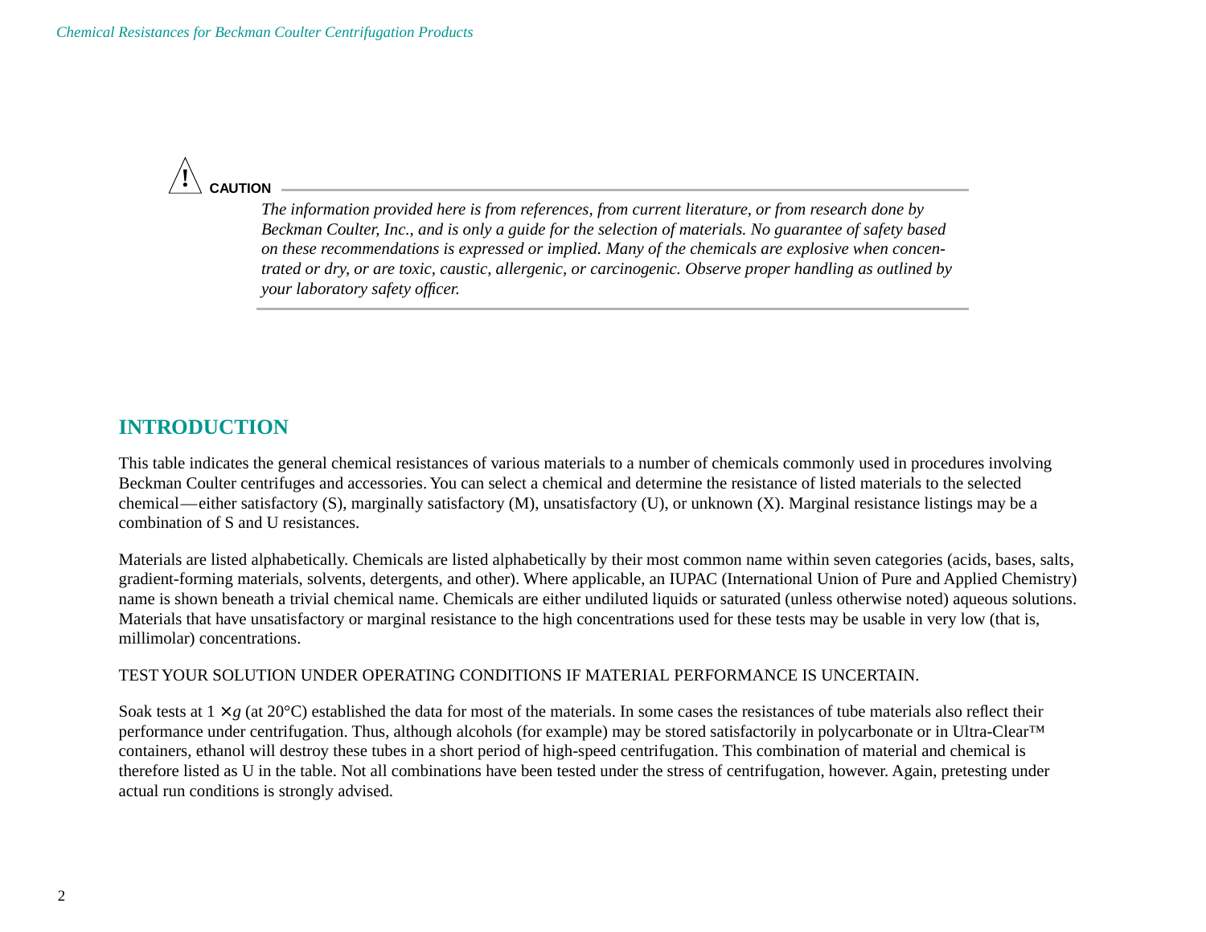**CAUTION**

*The information provided here is from references, from current literature, or from research done by Beckman Coulter, Inc., and is only a guide for the selection of materials. No guarantee of safety based on these recommendations is expressed or implied. Many of the chemicals are explosive when concentrated or dry, or are toxic, caustic, allergenic, or carcinogenic. Observe proper handling as outlined by your laboratory safety officer.*

## INTRODUCTION

This table indicates the general chemical resistances of various materials to a number of chemicals commonly used in procedures involving Beckman Coulter centrifuges and accessories. You can select a chemical and determine the resistance of listed materials to the selected chemical—either satisfactory (S), marginally satisfactory (M), unsatisfactory (U), or unknown (X). Marginal resistance listings may be a combination of S and U resistances.

Materials are listed alphabetically. Chemicals are listed alphabetically by their most common name within seven categories (acids, bases, salts, gradient-forming materials, solvents, detergents, and other). Where applicable, an IUPAC (International Union of Pure and Applied Chemistry) name is shown beneath a trivial chemical name. Chemicals are either undiluted liquids or saturated (unless otherwise noted) aqueous solutions. Materials that have unsatisfactory or marginal resistance to the high concentrations used for these tests may be usable in very low (that is, millimolar) concentrations.

TEST YOUR SOLUTION UNDER OPERATING CONDITIONS IF MATERIAL PERFORMANCE IS UNCERTAIN.

Soak tests at $1 \times g$ (at 20°C) established the data for most of the materials. In some cases the resistances of tube materials also reflect their performance under centrifugation. Thus, although alcohols (for example) may be stored satisfactorily in polycarbonate or in Ultra-Clear™ containers, ethanol will destroy these tubes in a short period of high-speed centrifugation. This combination of material and chemical is therefore listed as U in the table. Not all combinations have been tested under the stress of centrifugation, however. Again, pretesting under actual run conditions is strongly advised.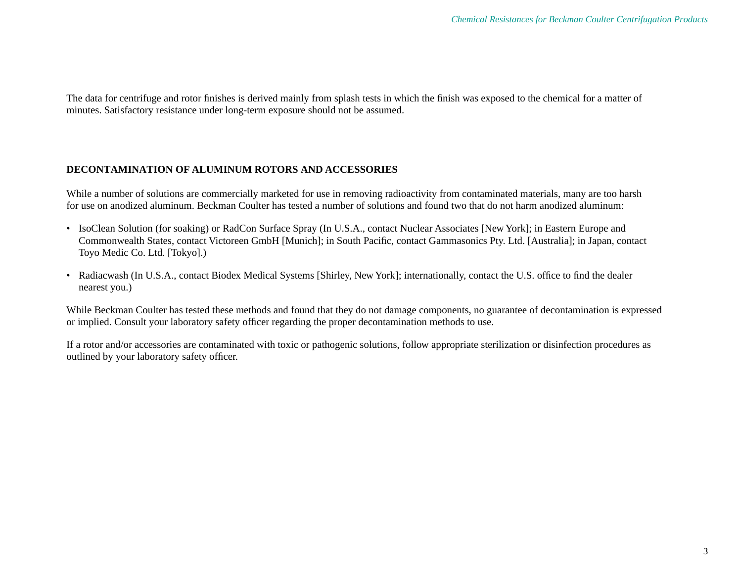The data for centrifuge and rotor finishes is derived mainly from splash tests in which the finish was exposed to the chemical for a matter of minutes. Satisfactory resistance under long-term exposure should not be assumed.

## DECONTAMINATION OF ALUMINUM ROTORS AND ACCESSORIES

While a number of solutions are commercially marketed for use in removing radioactivity from contaminated materials, many are too harsh for use on anodized aluminum. Beckman Coulter has tested a number of solutions and found two that do not harm anodized aluminum:

- IsoClean Solution (for soaking) or RadCon Surface Spray (In U.S.A., contact Nuclear Associates [New York]; in Eastern Europe and Commonwealth States, contact Victoreen GmbH [Munich]; in South Pacific, contact Gammasonics Pty. Ltd. [Australia]; in Japan, contact Toyo Medic Co. Ltd. [Tokyo].)
- Radiacwash (In U.S.A., contact Biodex Medical Systems [Shirley, New York]; internationally, contact the U.S. office to find the dealer nearest you.)

While Beckman Coulter has tested these methods and found that they do not damage components, no guarantee of decontamination is expressed or implied. Consult your laboratory safety officer regarding the proper decontamination methods to use.

If a rotor and/or accessories are contaminated with toxic or pathogenic solutions, follow appropriate sterilization or disinfection procedures as outlined by your laboratory safety officer.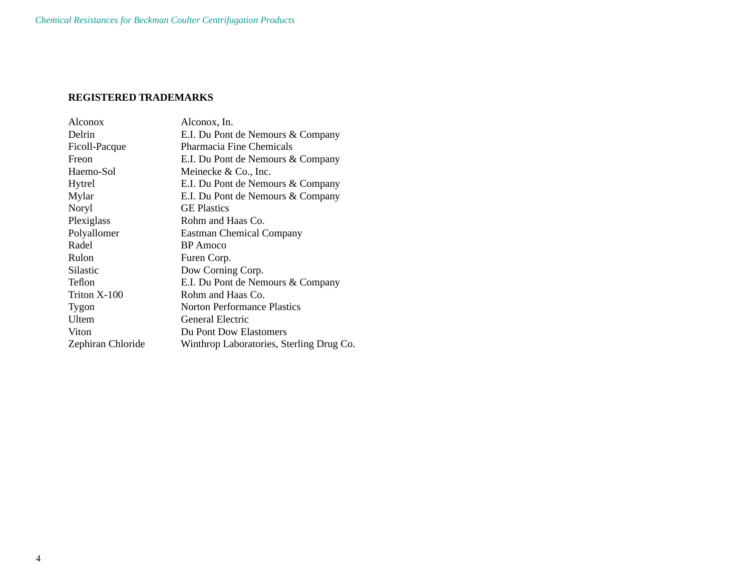## REGISTERED TRADEMARKS

| | |
|---|---|
| Alconox | Alconox, In. |
| Delrin | E.I. Du Pont de Nemours & Company |
| Ficoll-Pacque | Pharmacia Fine Chemicals |
| Freon | E.I. Du Pont de Nemours & Company |
| Haemo-Sol | Meinecke & Co., Inc. |
| Hytrel | E.I. Du Pont de Nemours & Company |
| Mylar | E.I. Du Pont de Nemours & Company |
| Noryl | GE Plastics |
| Plexiglass | Rohm and Haas Co. |
| Polyallomer | Eastman Chemical Company |
| Radel | BP Amoco |
| Rulon | Furen Corp. |
| Silastic | Dow Corning Corp. |
| Teflon | E.I. Du Pont de Nemours & Company |
| Triton X-100 | Rohm and Haas Co. |
| Tygon | Norton Performance Plastics |
| Ultem | General Electric |
| Viton | Du Pont Dow Elastomers |
| Zephiran Chloride | Winthrop Laboratories, Sterling Drug Co. |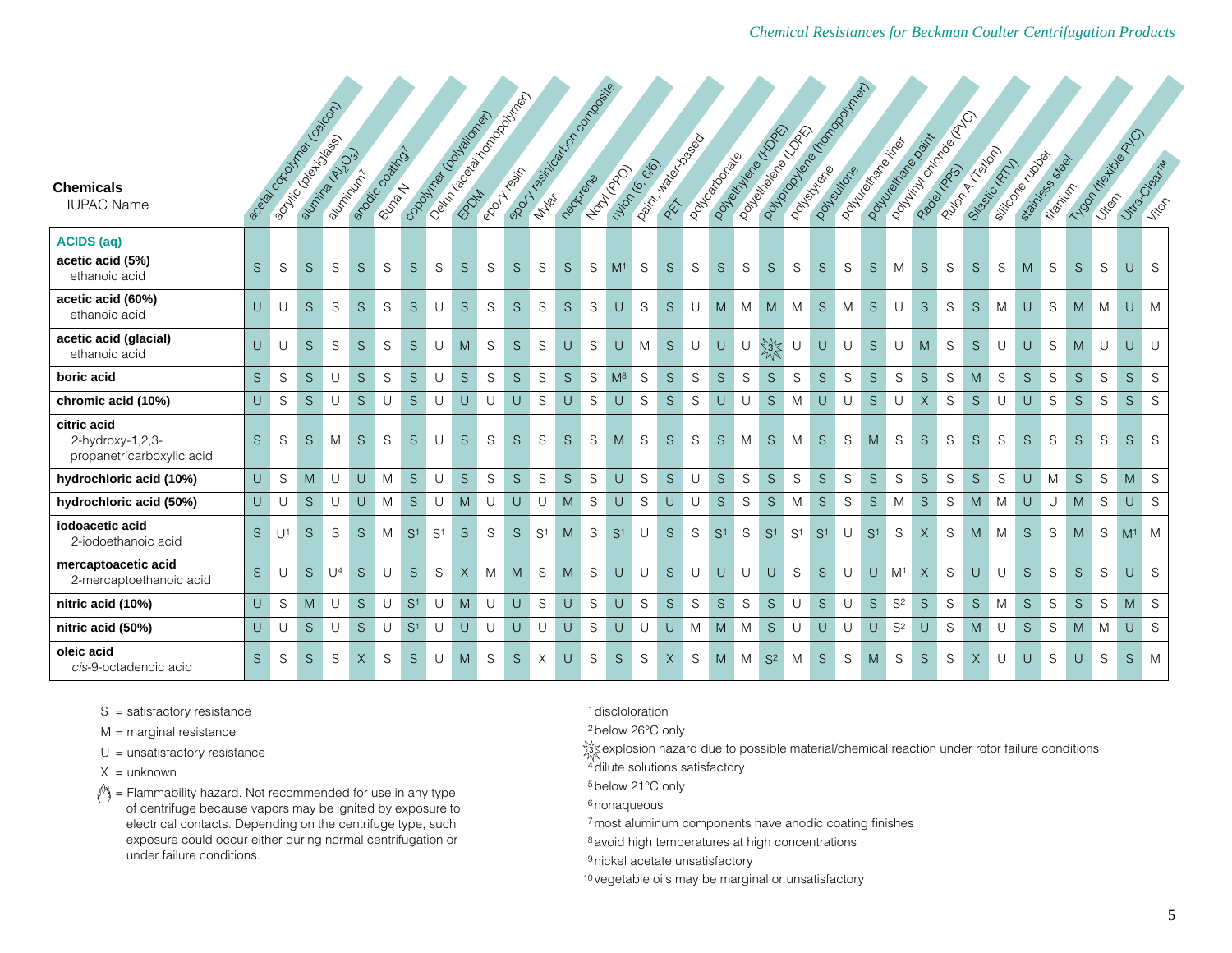| Chemicals<br>IUPAC Name | acetal copolymer (celcon) | acrylic (plexiglass) | alumina ($Al_2O_3$) | aluminum[7] | anodic coating[7] | Buna N | copolymer (polyallomer) | Delrin (acetal homopolymer) | EPDM | epoxy resin | epoxy resin/carbon composite | Mylar | neoprene | Noryl (PPO) | nylon (6, 6/6) | paint, water-based | PET | polycarbonate | polyethylene (HDPE) | polyethelene (LDPE) | polypropylene (homopolymer) | polystyrene | polysulfone | polyurethane liner | polyurethane paint | polyvinyl chloride (PVC) | Radel (PPS) | Rulon A (Teflon) | Silastic (RTV) | silicone rubber | stainless steel | titanium | Tygon (flexible PVC) | Ultem | Ultra-Clear™ | Viton |
|---|---|---|---|---|---|---|---|---|---|---|---|---|---|---|---|---|---|---|---|---|---|---|---|---|---|---|---|---|---|---|---|---|---|---|---|---|
| **ACIDS (aq)** | | | | | | | | | | | | | | | | | | | | | | | | | | | | | | | | | | | | |
| **acetic acid (5%)**<br>ethanoic acid | S | S | S | S | S | S | S | S | S | S | S | S | S | S | M[1] | S | S | S | S | S | S | S | S | S | S | M | S | S | S | S | M | S | S | S | U | S |
| **acetic acid (60%)**<br>ethanoic acid | U | U | S | S | S | S | S | U | S | S | S | S | S | S | U | S | S | U | M | M | M | M | S | M | S | U | S | S | S | M | U | S | M | M | U | M |
| **acetic acid (glacial)**<br>ethanoic acid | U | U | S | S | S | S | S | U | M | S | S | S | U | S | U | M | S | U | U | U | [3] | U | U | U | S | U | M | S | S | U | U | S | M | U | U | U |
| **boric acid** | S | S | S | U | S | S | S | U | S | S | S | S | S | S | M[8] | S | S | S | S | S | S | S | S | S | S | S | S | S | M | S | S | S | S | S | S | S |
| **chromic acid (10%)** | U | S | S | U | S | U | S | U | U | U | U | S | U | S | U | S | S | S | U | U | S | M | U | U | S | U | X | S | S | U | U | S | S | S | S | S |
| **citric acid**<br>2-hydroxy-1,2,3-propanetricarboxylic acid | S | S | S | M | S | S | S | U | S | S | S | S | S | S | M | S | S | S | S | M | S | M | S | S | M | S | S | S | S | S | S | S | S | S | S | S |
| **hydrochloric acid (10%)** | U | S | M | U | U | M | S | U | S | S | S | S | S | S | U | S | S | U | S | S | S | S | S | S | S | S | S | S | S | S | U | M | S | S | M | S |
| **hydrochloric acid (50%)** | U | U | S | U | U | M | S | U | M | U | U | U | M | S | U | S | U | U | S | S | S | M | S | S | S | M | S | S | M | M | U | U | M | S | U | S |
| **iodoacetic acid**<br>2-iodoethanoic acid | S | U[1] | S | S | S | M | S[1] | S[1] | S | S | S | S[1] | M | S | S[1] | U | S | S | S[1] | S | S[1] | S[1] | S[1] | U | S[1] | S | X | S | M | M | S | S | M | S | M[1] | M |
| **mercaptoacetic acid**<br>2-mercaptoethanoic acid | S | U | S | U[4] | S | U | S | S | X | M | M | S | M | S | U | U | S | U | U | U | U | S | S | U | U | M[1] | X | S | U | U | S | S | S | S | U | S |
| **nitric acid (10%)** | U | S | M | U | S | U | S[1] | U | M | U | U | S | U | S | U | S | S | S | S | S | S | U | S | U | S | S[2] | S | S | S | M | S | S | S | S | M | S |
| **nitric acid (50%)** | U | U | S | U | S | U | S[1] | U | U | U | U | U | U | S | U | U | U | M | M | M | S | U | U | U | U | S[2] | U | S | M | U | S | S | M | M | U | S |
| **oleic acid**<br>*cis*-9-octadenoic acid | S | S | S | S | X | S | S | U | M | S | S | X | U | S | S | S | X | S | M | M | S[2] | M | S | S | M | S | S | S | X | U | U | S | U | S | S | M |

S = satisfactory resistance

M = marginal resistance

U = unsatisfactory resistance

X = unknown

(flame symbol) = Flammability hazard. Not recommended for use in any type of centrifuge because vapors may be ignited by exposure to electrical contacts. Depending on the centrifuge type, such exposure could occur either during normal centrifugation or under failure conditions.

[1] discloloration

[2] below 26°C only

[3] explosion hazard due to possible material/chemical reaction under rotor failure conditions

[4] dilute solutions satisfactory

[5] below 21°C only

[6] nonaqueous

[7] most aluminum components have anodic coating finishes

[8] avoid high temperatures at high concentrations

[9] nickel acetate unsatisfactory

[10] vegetable oils may be marginal or unsatisfactory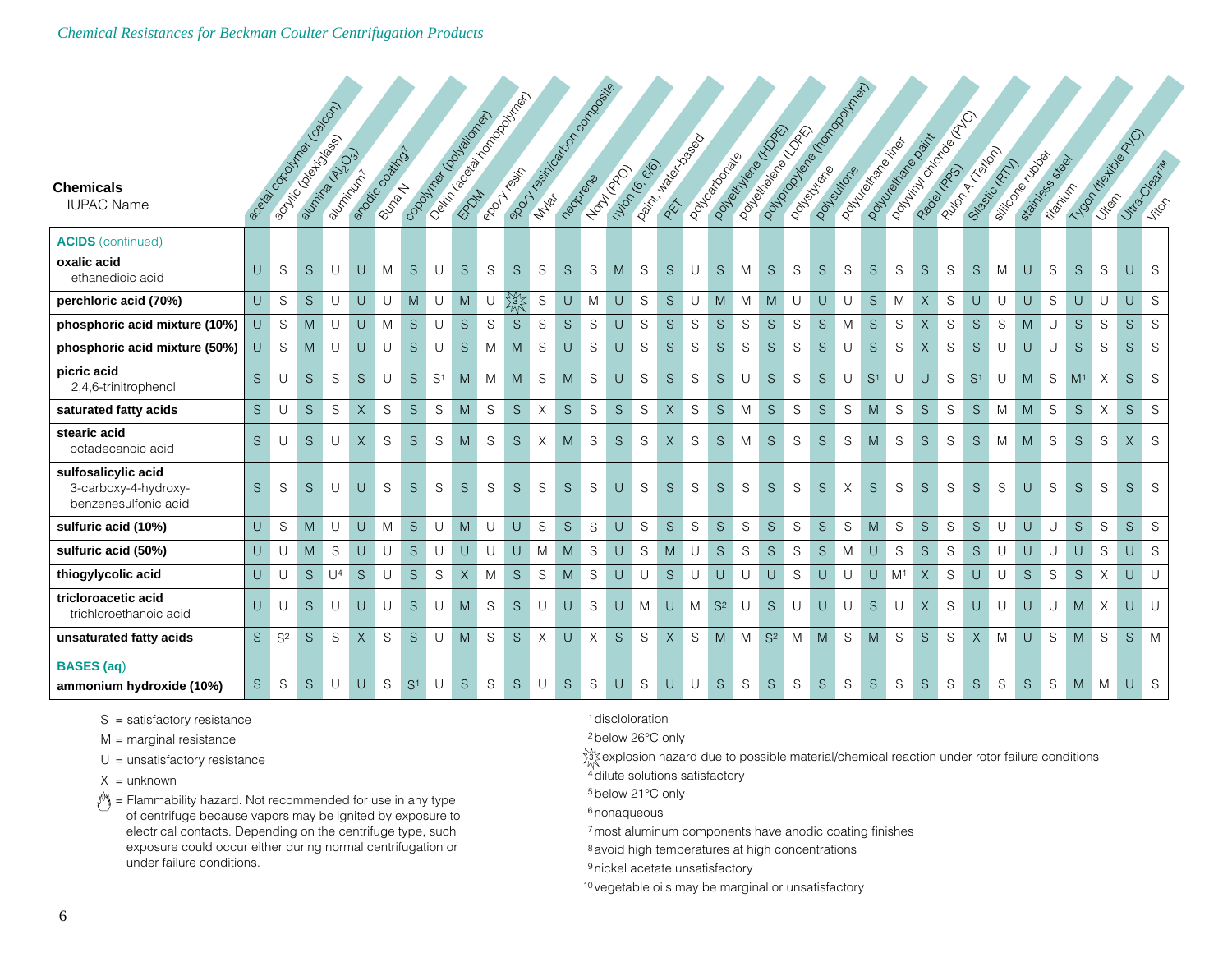*Chemical Resistances for Beckman Coulter Centrifugation Products*

| Chemicals / IUPAC Name | acetal copolymer (celcon) | acrylic (plexiglass) | alumina ($Al_2O_3$) | aluminum[7] | anodic coating[7] | Buna N | copolymer (polyallomer) | Delrin (acetal homopolymer) | EPDM | epoxy resin | epoxy resin/carbon composite | Mylar | neoprene | Noryl (PPO) | nylon (6, 6/6) | paint, water-based | PET | polycarbonate | polyethylene (HDPE) | polyethelene (LDPE) | polypropylene (homopolymer) | polystyrene | polysulfone | polyurethane liner | polyurethane paint | polyvinyl chloride (PVC) | Radel (PPS) | Rulon A (Teflon) | Silastic (RTV) | silicone rubber | stainless steel | titanium | Tygon (flexible PVC) | Ultem | Ultra-Clear™ | Viton |
|---|---|---|---|---|---|---|---|---|---|---|---|---|---|---|---|---|---|---|---|---|---|---|---|---|---|---|---|---|---|---|---|---|---|---|---|---|
| **ACIDS** (continued) | | | | | | | | | | | | | | | | | | | | | | | | | | | | | | | | | | | | |
| **oxalic acid** ethanedioic acid | U | S | S | U | U | M | S | U | S | S | S | S | S | S | M | S | S | U | S | M | S | S | S | S | S | S | S | S | S | M | U | S | S | S | U | S |
| **perchloric acid (70%)** | U | S | S | U | U | U | M | U | M | U | [3] | S | U | M | U | S | S | U | M | M | M | U | U | U | S | M | X | S | U | U | U | S | U | U | U | S |
| **phosphoric acid mixture (10%)** | U | S | M | U | U | M | S | U | S | S | S | S | S | S | U | S | S | S | S | S | S | S | S | M | S | S | X | S | S | S | M | U | S | S | S | S |
| **phosphoric acid mixture (50%)** | U | S | M | U | U | U | S | U | S | M | M | S | U | S | U | S | S | S | S | S | S | S | S | U | S | S | X | S | S | U | U | U | S | S | S | S |
| **picric acid** 2,4,6-trinitrophenol | S | U | S | S | S | U | S | S[1] | M | M | M | S | M | S | U | S | S | S | S | U | S | S | S | U | S[1] | U | U | S | S[1] | U | M | S | M[1] | X | S | S |
| **saturated fatty acids** | S | U | S | S | X | S | S | S | M | S | S | X | S | S | S | S | X | S | S | M | S | S | S | S | M | S | S | S | S | M | M | S | S | X | S | S |
| **stearic acid** octadecanoic acid | S | U | S | U | X | S | S | S | M | S | S | X | M | S | S | S | X | S | S | M | S | S | S | S | M | S | S | S | S | M | M | S | S | S | X | S |
| **sulfosalicylic acid** 3-carboxy-4-hydroxy-benzenesulfonic acid | S | S | S | U | U | S | S | S | S | S | S | S | S | S | U | S | S | S | S | S | S | S | S | X | S | S | S | S | S | S | U | S | S | S | S | S |
| **sulfuric acid (10%)** | U | S | M | U | U | M | S | U | M | U | U | S | S | S | U | S | S | S | S | S | S | S | S | S | M | S | S | S | S | U | U | U | S | S | S | S |
| **sulfuric acid (50%)** | U | U | M | S | U | U | S | U | U | U | U | M | M | S | U | S | M | U | S | S | S | S | S | M | U | S | S | S | S | U | U | U | U | S | U | S |
| **thiogylcolic acid** | U | U | S | U[4] | S | U | S | S | X | M | S | S | M | S | U | U | S | U | U | U | U | S | U | U | U | M[1] | X | S | U | U | S | S | S | X | U | U |
| **tricloroacetic acid** trichloroethanoic acid | U | U | S | U | U | U | S | U | M | S | S | U | U | S | U | M | U | M | S[2] | U | S | U | U | U | S | U | X | S | U | U | U | U | M | X | U | U |
| **unsaturated fatty acids** | S | S[2] | S | S | X | S | S | U | M | S | S | X | U | X | S | S | X | S | M | M | S[2] | M | M | S | M | S | S | S | X | M | U | S | M | S | S | M |
| **BASES (aq)** | | | | | | | | | | | | | | | | | | | | | | | | | | | | | | | | | | | | |
| **ammonium hydroxide (10%)** | S | S | S | U | U | S | S[1] | U | S | S | S | U | S | S | U | S | U | U | S | S | S | S | S | S | S | S | S | S | S | S | S | S | M | M | U | S |

S = satisfactory resistance

M = marginal resistance

U = unsatisfactory resistance

X = unknown

(flame symbol) = Flammability hazard. Not recommended for use in any type of centrifuge because vapors may be ignited by exposure to electrical contacts. Depending on the centrifuge type, such exposure could occur either during normal centrifugation or under failure conditions.

[1] discloloration

[2] below 26°C only

[3] explosion hazard due to possible material/chemical reaction under rotor failure conditions

[4] dilute solutions satisfactory

[5] below 21°C only

[6] nonaqueous

[7] most aluminum components have anodic coating finishes

[8] avoid high temperatures at high concentrations

[9] nickel acetate unsatisfactory

[10] vegetable oils may be marginal or unsatisfactory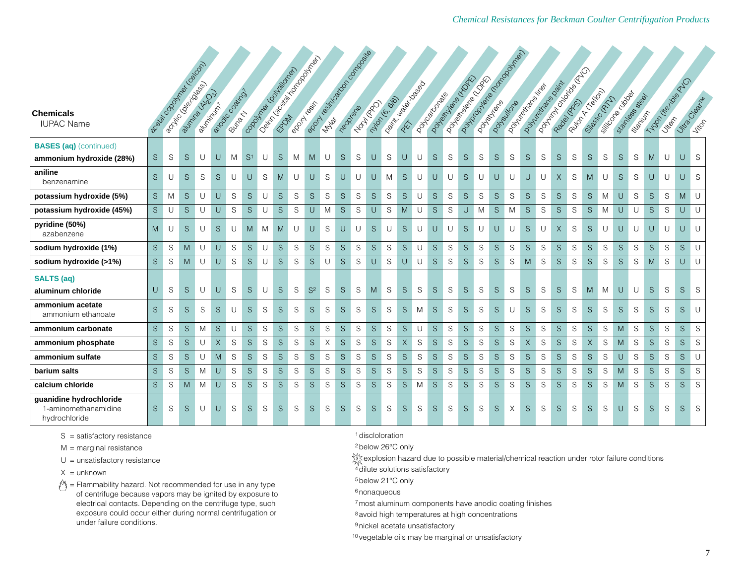| Chemicals<br>IUPAC Name | acetal copolymer (celcon) | acrylic (plexiglass) | alumina ($Al_2O_3$) | aluminum[7] | anodic coating[7] | Buna N | copolymer (polyallomer) | Delrin (acetal homopolymer) | EPDM | epoxy resin | epoxy resin/carbon composite | Mylar | neoprene | Noryl (PPO) | nylon (6,6/6) | paint, water-based | PET | polycarbonate | polyethylene (HDPE) | polyethelene (LDPE) | polypropylene (homopolymer) | polystyrene | polysulfone | polyurethane liner | polyurethane paint | polyvinyl chloride (PVC) | Radel (PPS) | Rulon A (Teflon) | Silastic (RTV) | silicone rubber | stainless steel | titanium | Tygon (flexible PVC) | Ultem | Ultra-Clear™ | Viton |
|---|---|---|---|---|---|---|---|---|---|---|---|---|---|---|---|---|---|---|---|---|---|---|---|---|---|---|---|---|---|---|---|---|---|---|---|---|
| **BASES (aq)** (continued) | | | | | | | | | | | | | | | | | | | | | | | | | | | | | | | | | | | | |
| **ammonium hydroxide (28%)** | S | S | S | U | U | M | S[1] | U | S | M | M | U | S | S | U | S | U | U | S | S | S | S | S | S | S | S | S | S | S | S | S | S | M | U | U | S |
| **aniline**<br>benzenamine | S | U | S | S | S | U | U | S | M | U | U | S | U | U | U | M | S | U | U | U | S | U | U | U | U | U | X | S | M | U | S | S | U | U | U | S |
| **potassium hydroxide (5%)** | S | M | S | U | U | S | S | U | S | S | S | S | S | S | S | S | S | U | S | S | S | S | S | S | S | S | S | S | S | M | U | S | S | S | M | U |
| **potassium hydroxide (45%)** | S | U | S | U | U | S | S | U | S | S | U | M | S | S | U | S | M | U | S | S | U | M | S | M | S | S | S | S | S | M | U | U | S | S | U | U |
| **pyridine (50%)**<br>azabenzene | M | U | S | U | S | U | M | M | M | U | U | S | U | U | S | U | S | U | U | U | S | U | U | U | S | U | X | S | S | U | U | U | U | U | U | U |
| **sodium hydroxide (1%)** | S | S | M | U | U | S | S | U | S | S | S | S | S | S | S | S | S | U | S | S | S | S | S | S | S | S | S | S | S | S | S | S | S | S | S | U |
| **sodium hydroxide (>1%)** | S | S | M | U | U | S | S | U | S | S | S | U | S | S | U | S | U | U | S | S | S | S | S | S | M | S | S | S | S | S | S | S | M | S | U | U |
| **SALTS (aq)** | | | | | | | | | | | | | | | | | | | | | | | | | | | | | | | | | | | | |
| **aluminum chloride** | U | S | S | U | U | S | S | U | S | S | S[2] | S | S | S | M | S | S | S | S | S | S | S | S | S | S | S | S | S | M | M | U | U | S | S | S | S |
| **ammonium acetate**<br>ammonium ethanoate | S | S | S | S | S | U | S | S | S | S | S | S | S | S | S | S | S | M | S | S | S | S | S | U | S | S | S | S | S | S | S | S | S | S | S | U |
| **ammonium carbonate** | S | S | S | M | S | U | S | S | S | S | S | S | S | S | S | S | S | U | S | S | S | S | S | S | S | S | S | S | S | S | M | S | S | S | S | S |
| **ammonium phosphate** | S | S | S | U | X | S | S | S | S | S | S | X | S | S | S | S | X | S | S | S | S | S | S | S | X | S | S | S | X | S | M | S | S | S | S | S |
| **ammonium sulfate** | S | S | S | U | M | S | S | S | S | S | S | S | S | S | S | S | S | S | S | S | S | S | S | S | S | S | S | S | S | S | U | S | S | S | S | U |
| **barium salts** | S | S | S | M | U | S | S | S | S | S | S | S | S | S | S | S | S | S | S | S | S | S | S | S | S | S | S | S | S | S | M | S | S | S | S | S |
| **calcium chloride** | S | S | M | M | U | S | S | S | S | S | S | S | S | S | S | S | S | M | S | S | S | S | S | S | S | S | S | S | S | S | M | S | S | S | S | S |
| **guanidine hydrochloride**<br>1-aminomethanamidine hydrochloride | S | S | S | U | U | S | S | S | S | S | S | S | S | S | S | S | S | S | S | S | S | S | S | X | S | S | S | S | S | S | U | S | S | S | S | S |

S = satisfactory resistance

M = marginal resistance

U = unsatisfactory resistance

X = unknown

= Flammability hazard. Not recommended for use in any type of centrifuge because vapors may be ignited by exposure to electrical contacts. Depending on the centrifuge type, such exposure could occur either during normal centrifugation or under failure conditions.

[1] discloloration

[2] below 26°C only

[3] explosion hazard due to possible material/chemical reaction under rotor failure conditions

[4] dilute solutions satisfactory

[5] below 21°C only

[6] nonaqueous

[7] most aluminum components have anodic coating finishes

[8] avoid high temperatures at high concentrations

[9] nickel acetate unsatisfactory

[10] vegetable oils may be marginal or unsatisfactory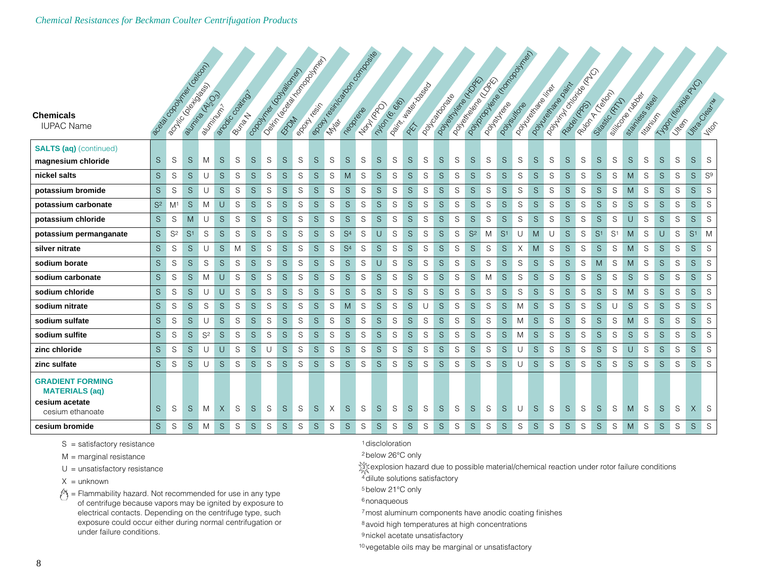*Chemical Resistances for Beckman Coulter Centrifugation Products*

| **Chemicals** IUPAC Name | acetal copolymer (celcon) | acrylic (plexiglass) | alumina ($Al_2O_3$) | aluminum[7] | anodic coating[7] | Buna N | copolymer (polyallomer) | Delrin (acetal homopolymer) | EPDM | epoxy resin | epoxy resin/carbon composite | Mylar | neoprene | Noryl (PPO) | nylon (6, 6/6) | paint, water-based | PET | polycarbonate | polyethylene (HDPE) | polyethelene (LDPE) | polypropylene (homopolymer) | polystyrene | polysulfone | polyurethane liner | polyurethane paint | polyvinyl chloride (PVC) | Radel (PPS) | Rulon A (Teflon) | Silastic (RTV) | silicone rubber | stainless steel | titanium | Tygon (flexible PVC) | Ultem | Ultra-Clear™ | Viton |
|---|---|---|---|---|---|---|---|---|---|---|---|---|---|---|---|---|---|---|---|---|---|---|---|---|---|---|---|---|---|---|---|---|---|---|---|---|
| **SALTS (aq)** (continued) | | | | | | | | | | | | | | | | | | | | | | | | | | | | | | | | | | | | |
| **magnesium chloride** | S | S | S | M | S | S | S | S | S | S | S | S | S | S | S | S | S | S | S | S | S | S | S | S | S | S | S | S | S | S | S | S | S | S | S | S |
| **nickel salts** | S | S | S | U | S | S | S | S | S | S | S | S | M | S | S | S | S | S | S | S | S | S | S | S | S | S | S | S | S | S | M | S | S | S | S | S[9] |
| **potassium bromide** | S | S | S | U | S | S | S | S | S | S | S | S | S | S | S | S | S | S | S | S | S | S | S | S | S | S | S | S | S | S | M | S | S | S | S | S |
| **potassium carbonate** | S[2] | M[1] | S | M | U | S | S | S | S | S | S | S | S | S | S | S | S | S | S | S | S | S | S | S | S | S | S | S | S | S | S | S | S | S | S | S |
| **potassium chloride** | S | S | M | U | S | S | S | S | S | S | S | S | S | S | S | S | S | S | S | S | S | S | S | S | S | S | S | S | S | S | U | S | S | S | S | S |
| **potassium permanganate** | S | S[2] | S[1] | S | S | S | S | S | S | S | S | S | S[4] | S | U | S | S | S | S | S | S[2] | M | S[1] | U | M | U | S | S | S[1] | S[1] | M | S | U | S | S[1] | M |
| **silver nitrate** | S | S | S | U | S | M | S | S | S | S | S | S | S[4] | S | S | S | S | S | S | S | S | S | S | X | M | S | S | S | S | S | M | S | S | S | S | S |
| **sodium borate** | S | S | S | S | S | S | S | S | S | S | S | S | S | S | U | S | S | S | S | S | S | S | S | S | S | S | S | S | M | S | M | S | S | S | S | S |
| **sodium carbonate** | S | S | S | M | U | S | S | S | S | S | S | S | S | S | S | S | S | S | S | S | S | M | S | S | S | S | S | S | S | S | S | S | S | S | S | S |
| **sodium chloride** | S | S | S | U | U | S | S | S | S | S | S | S | S | S | S | S | S | S | S | S | S | S | S | S | S | S | S | S | S | S | M | S | S | S | S | S |
| **sodium nitrate** | S | S | S | S | S | S | S | S | S | S | S | S | M | S | S | S | S | U | S | S | S | S | S | M | S | S | S | S | S | U | S | S | S | S | S | S |
| **sodium sulfate** | S | S | S | U | S | S | S | S | S | S | S | S | S | S | S | S | S | S | S | S | S | S | S | M | S | S | S | S | S | S | M | S | S | S | S | S |
| **sodium sulfite** | S | S | S | S[2] | S | S | S | S | S | S | S | S | S | S | S | S | S | S | S | S | S | S | S | M | S | S | S | S | S | S | S | S | S | S | S | S |
| **zinc chloride** | S | S | S | U | U | S | S | U | S | S | S | S | S | S | S | S | S | S | S | S | S | S | S | U | S | S | S | S | S | S | U | S | S | S | S | S |
| **zinc sulfate** | S | S | S | U | S | S | S | S | S | S | S | S | S | S | S | S | S | S | S | S | S | S | S | U | S | S | S | S | S | S | S | S | S | S | S | S |
| **GRADIENT FORMING MATERIALS (aq)** | | | | | | | | | | | | | | | | | | | | | | | | | | | | | | | | | | | | |
| **cesium acetate** cesium ethanoate | S | S | S | M | X | S | S | S | S | S | S | X | S | S | S | S | S | S | S | S | S | S | S | U | S | S | S | S | S | S | M | S | S | S | X | S |
| **cesium bromide** | S | S | S | M | S | S | S | S | S | S | S | S | S | S | S | S | S | S | S | S | S | S | S | S | S | S | S | S | S | S | M | S | S | S | S | S |

S = satisfactory resistance

M = marginal resistance

U = unsatisfactory resistance

X = unknown

(flame symbol) = Flammability hazard. Not recommended for use in any type of centrifuge because vapors may be ignited by exposure to electrical contacts. Depending on the centrifuge type, such exposure could occur either during normal centrifugation or under failure conditions.

[1] discloloration

[2] below 26°C only

[3] explosion hazard due to possible material/chemical reaction under rotor failure conditions

[4] dilute solutions satisfactory

[5] below 21°C only

[6] nonaqueous

[7] most aluminum components have anodic coating finishes

[8] avoid high temperatures at high concentrations

[9] nickel acetate unsatisfactory

[10] vegetable oils may be marginal or unsatisfactory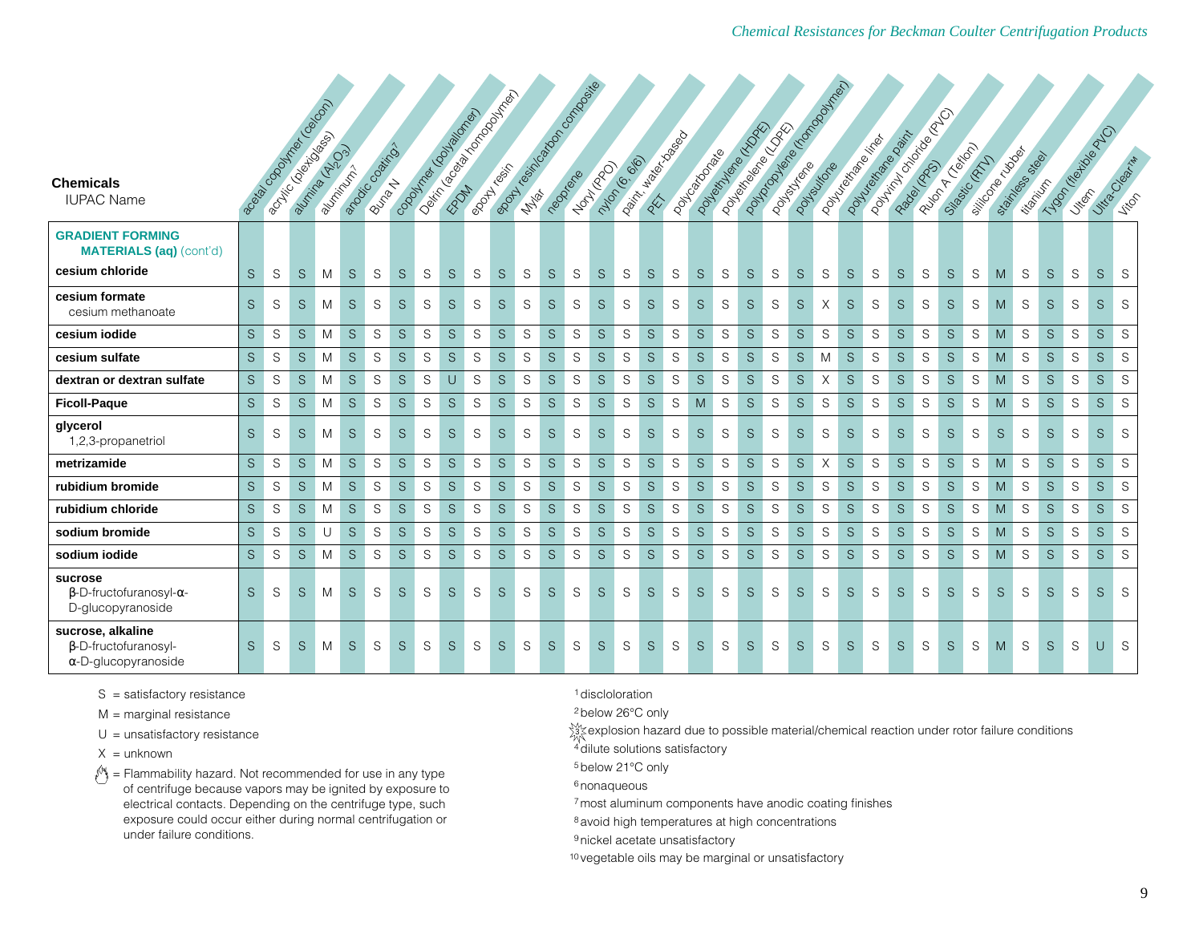| Chemicals<br>IUPAC Name | acetal copolymer (celcon) | acrylic (plexiglass) | alumina ($Al_2O_3$) | aluminum[7] | anodic coating[7] | Buna N | copolymer (polyallomer) | Delrin (acetal homopolymer) | EPDM | epoxy resin | epoxy resin/carbon composite | Mylar | neoprene | Noryl (PPO) | nylon (6, 6/6) | paint, water-based | PET | polycarbonate | polyethylene (HDPE) | polyethelene (LDPE) | polypropylene (homopolymer) | polystyrene | polysulfone | polyurethane liner | polyurethane paint | polyvinyl chloride (PVC) | Radel (PPS) | Rulon A (Teflon) | Silastic (RTV) | silicone rubber | stainless steel | titanium | Tygon (flexible PVC) | Ultem | Ultra-Clear™ | Viton |
|---|---|---|---|---|---|---|---|---|---|---|---|---|---|---|---|---|---|---|---|---|---|---|---|---|---|---|---|---|---|---|---|---|---|---|---|---|
| **GRADIENT FORMING MATERIALS (aq)** (cont'd) | | | | | | | | | | | | | | | | | | | | | | | | | | | | | | | | | | | | |
| **cesium chloride** | S | S | S | M | S | S | S | S | S | S | S | S | S | S | S | S | S | S | S | S | S | S | S | S | S | S | S | S | S | S | M | S | S | S | S | S |
| **cesium formate**<br>cesium methanoate | S | S | S | M | S | S | S | S | S | S | S | S | S | S | S | S | S | S | S | S | S | S | S | X | S | S | S | S | S | S | M | S | S | S | S | S |
| **cesium iodide** | S | S | S | M | S | S | S | S | S | S | S | S | S | S | S | S | S | S | S | S | S | S | S | S | S | S | S | S | S | S | M | S | S | S | S | S |
| **cesium sulfate** | S | S | S | M | S | S | S | S | S | S | S | S | S | S | S | S | S | S | S | S | S | S | S | M | S | S | S | S | S | S | M | S | S | S | S | S |
| **dextran or dextran sulfate** | S | S | S | M | S | S | S | S | U | S | S | S | S | S | S | S | S | S | S | S | S | S | S | X | S | S | S | S | S | S | M | S | S | S | S | S |
| **Ficoll-Paque** | S | S | S | M | S | S | S | S | S | S | S | S | S | S | S | S | S | S | M | S | S | S | S | S | S | S | S | S | S | S | M | S | S | S | S | S |
| **glycerol**<br>1,2,3-propanetriol | S | S | S | M | S | S | S | S | S | S | S | S | S | S | S | S | S | S | S | S | S | S | S | S | S | S | S | S | S | S | S | S | S | S | S | S |
| **metrizamide** | S | S | S | M | S | S | S | S | S | S | S | S | S | S | S | S | S | S | S | S | S | S | S | X | S | S | S | S | S | S | M | S | S | S | S | S |
| **rubidium bromide** | S | S | S | M | S | S | S | S | S | S | S | S | S | S | S | S | S | S | S | S | S | S | S | S | S | S | S | S | S | S | M | S | S | S | S | S |
| **rubidium chloride** | S | S | S | M | S | S | S | S | S | S | S | S | S | S | S | S | S | S | S | S | S | S | S | S | S | S | S | S | S | S | M | S | S | S | S | S |
| **sodium bromide** | S | S | S | U | S | S | S | S | S | S | S | S | S | S | S | S | S | S | S | S | S | S | S | S | S | S | S | S | S | S | M | S | S | S | S | S |
| **sodium iodide** | S | S | S | M | S | S | S | S | S | S | S | S | S | S | S | S | S | S | S | S | S | S | S | S | S | S | S | S | S | S | M | S | S | S | S | S |
| **sucrose**<br>β-D-fructofuranosyl-α-D-glucopyranoside | S | S | S | M | S | S | S | S | S | S | S | S | S | S | S | S | S | S | S | S | S | S | S | S | S | S | S | S | S | S | S | S | S | S | S | S |
| **sucrose, alkaline**<br>β-D-fructofuranosyl-α-D-glucopyranoside | S | S | S | M | S | S | S | S | S | S | S | S | S | S | S | S | S | S | S | S | S | S | S | S | S | S | S | S | S | S | M | S | S | S | U | S |

S = satisfactory resistance

M = marginal resistance

U = unsatisfactory resistance

X = unknown

(flame symbol) = Flammability hazard. Not recommended for use in any type of centrifuge because vapors may be ignited by exposure to electrical contacts. Depending on the centrifuge type, such exposure could occur either during normal centrifugation or under failure conditions.

[1] discloloration

[2] below 26°C only

[3] explosion hazard due to possible material/chemical reaction under rotor failure conditions

[4] dilute solutions satisfactory

[5] below 21°C only

[6] nonaqueous

[7] most aluminum components have anodic coating finishes

[8] avoid high temperatures at high concentrations

[9] nickel acetate unsatisfactory

[10] vegetable oils may be marginal or unsatisfactory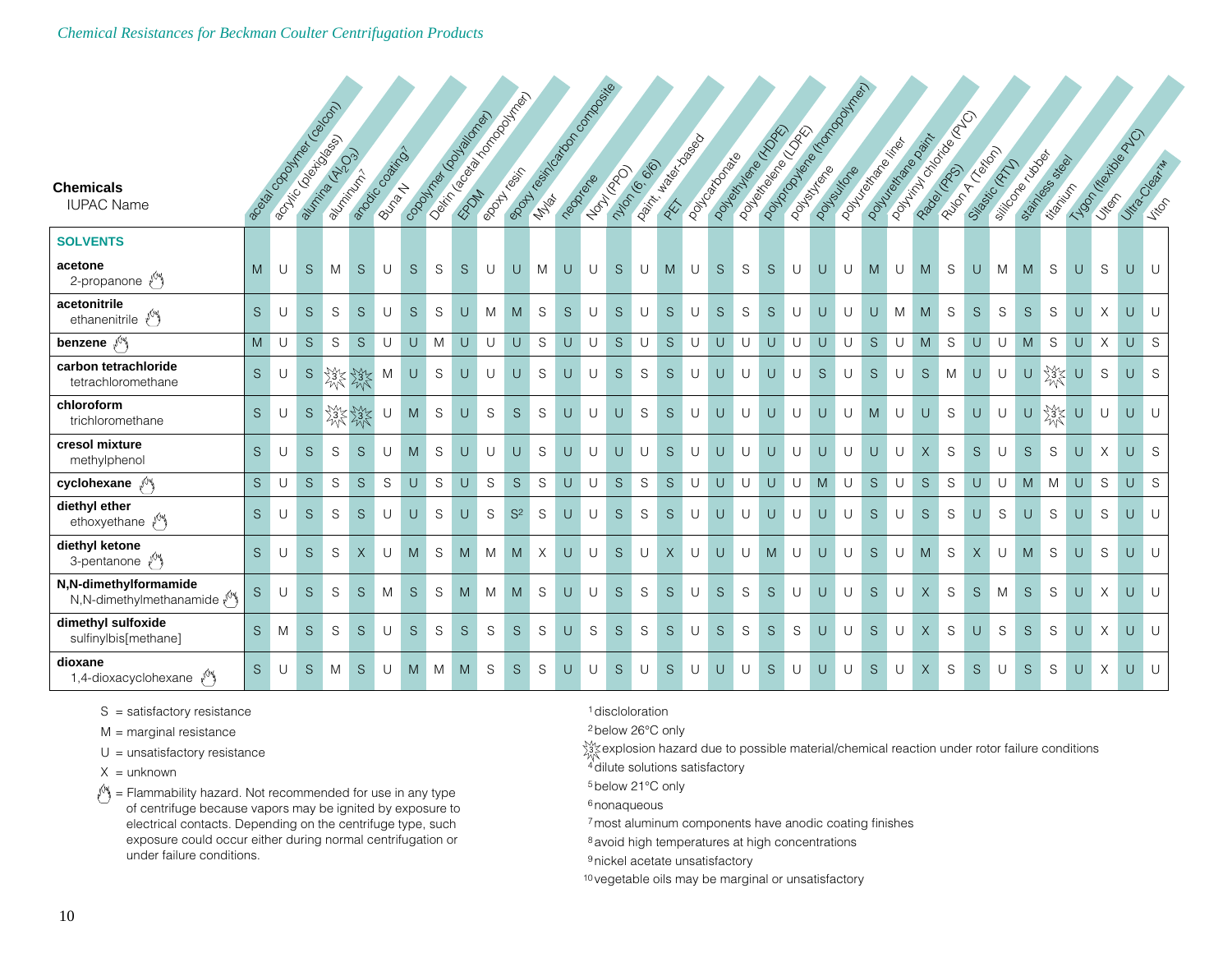*Chemical Resistances for Beckman Coulter Centrifugation Products*

| Chemicals / IUPAC Name | acetal copolymer (celcon) | acrylic (plexiglass) | alumina ($Al_2O_3$) | aluminum[7] | anodic coating[7] | Buna N | copolymer (polyallomer) | Delrin (acetal homopolymer) | EPDM | epoxy resin | epoxy resin/carbon composite | Mylar | neoprene | Noryl (PPO) | nylon (6, 6/6) | paint, water-based | PET | polycarbonate | polyethylene (HDPE) | polyethelene (LDPE) | polypropylene (homopolymer) | polystyrene | polysulfone | polyurethane liner | polyurethane paint | polyvinyl chloride (PVC) | Radel (PPS) | Rulon A (Teflon) | Silastic (RTV) | silicone rubber | stainless steel | titanium | Tygon (flexible PVC) | Ultem | Ultra-Clear™ | Viton |
|---|---|---|---|---|---|---|---|---|---|---|---|---|---|---|---|---|---|---|---|---|---|---|---|---|---|---|---|---|---|---|---|---|---|---|---|---|
| **SOLVENTS** | | | | | | | | | | | | | | | | | | | | | | | | | | | | | | | | | | | | |
| **acetone** 🔥<br>2-propanone | M | U | S | M | S | U | S | S | S | U | U | M | U | U | S | U | M | U | S | S | S | U | U | U | M | U | M | S | U | M | M | S | U | S | U | U |
| **acetonitrile** 🔥<br>ethanenitrile | S | U | S | S | S | U | S | S | U | M | M | S | S | U | S | U | S | U | S | S | S | U | U | U | U | M | M | S | S | S | S | S | U | X | U | U |
| **benzene** 🔥 | M | U | S | S | S | U | U | M | U | U | U | S | U | U | S | U | S | U | U | U | U | U | U | U | S | U | M | S | U | U | M | S | U | X | U | S |
| **carbon tetrachloride**<br>tetrachloromethane | S | U | S | [3] | [3] | M | U | S | U | U | U | S | U | U | S | S | S | U | U | U | U | U | S | U | S | U | S | M | U | U | U | [3] | U | S | U | S |
| **chloroform**<br>trichloromethane | S | U | S | [3] | [3] | U | M | S | U | S | S | S | U | U | U | S | S | U | U | U | U | U | U | U | M | U | U | S | U | U | U | [3] | U | U | U | U |
| **cresol mixture**<br>methylphenol | S | U | S | S | S | U | M | S | U | U | U | S | U | U | U | U | S | U | U | U | U | U | U | U | U | U | X | S | S | U | S | S | U | X | U | S |
| **cyclohexane** 🔥 | S | U | S | S | S | S | U | S | U | S | S | S | U | U | S | S | S | U | U | U | U | U | M | U | S | U | S | S | U | U | M | M | U | S | U | S |
| **diethyl ether** 🔥<br>ethoxyethane | S | U | S | S | S | U | U | S | U | S | S[2] | S | U | U | S | S | S | U | U | U | U | U | U | U | S | U | S | S | U | S | U | S | U | S | U | U |
| **diethyl ketone** 🔥<br>3-pentanone | S | U | S | S | X | U | M | S | M | M | M | X | U | U | S | U | X | U | U | U | M | U | U | U | S | U | M | S | X | U | M | S | U | S | U | U |
| **N,N-dimethylformamide** 🔥<br>N,N-dimethylmethanamide | S | U | S | S | S | M | S | S | M | M | M | S | U | U | S | S | S | U | S | S | S | U | U | U | S | U | X | S | S | M | S | S | U | X | U | U |
| **dimethyl sulfoxide**<br>sulfinylbis[methane] | S | M | S | S | S | U | S | S | S | S | S | S | U | S | S | S | S | U | S | S | S | S | U | U | S | U | X | S | U | S | S | S | U | X | U | U |
| **dioxane** 🔥<br>1,4-dioxacyclohexane | S | U | S | M | S | U | M | M | M | S | S | S | U | U | S | U | S | U | U | U | S | U | U | U | S | U | X | S | S | U | S | S | U | X | U | U |

S = satisfactory resistance

M = marginal resistance

U = unsatisfactory resistance

X = unknown

🔥 = Flammability hazard. Not recommended for use in any type of centrifuge because vapors may be ignited by exposure to electrical contacts. Depending on the centrifuge type, such exposure could occur either during normal centrifugation or under failure conditions.

[1] discloloration

[2] below 26°C only

[3] explosion hazard due to possible material/chemical reaction under rotor failure conditions

[4] dilute solutions satisfactory

[5] below 21°C only

[6] nonaqueous

[7] most aluminum components have anodic coating finishes

[8] avoid high temperatures at high concentrations

[9] nickel acetate unsatisfactory

[10] vegetable oils may be marginal or unsatisfactory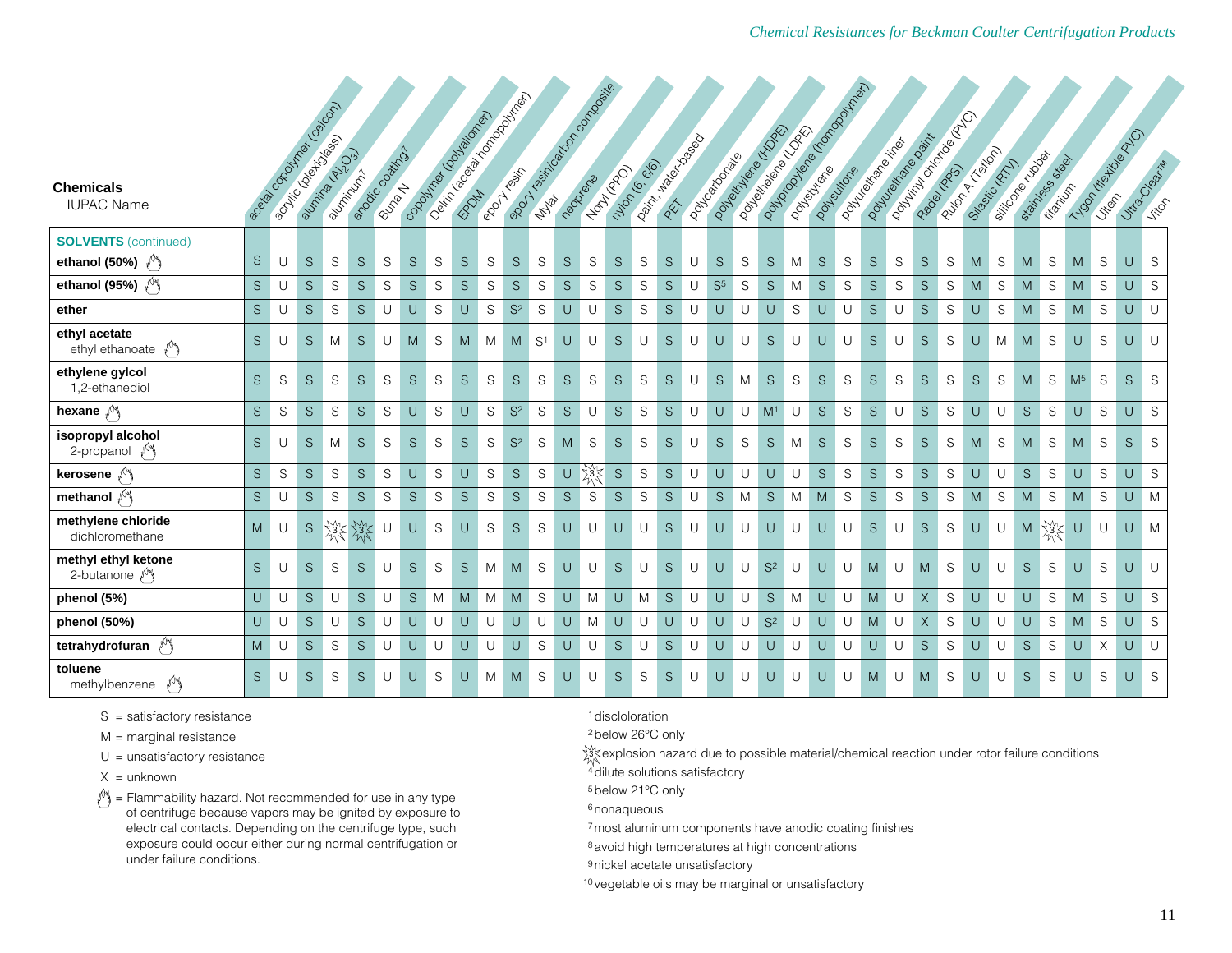| Chemicals IUPAC Name | acetal copolymer (celcon) | acrylic (plexiglass) | alumina ($Al_2O_3$) | aluminum[7] | anodic coating[7] | Buna N | copolymer (polyallomer) | Delrin (acetal homopolymer) | EPDM | epoxy resin | epoxy resin/carbon composite | Mylar | neoprene | Noryl (PPO) | nylon (6, 6/6) | paint, water-based | PET | polycarbonate | polyethylene (HDPE) | polyethelene (LDPE) | polypropylene (homopolymer) | polystyrene | polysulfone | polyurethane liner | polyurethane paint | polyvinyl chloride (PVC) | Radel (PPS) | Rulon A (Teflon) | Silastic (RTV) | silicone rubber | stainless steel | titanium | Tygon (flexible PVC) | Ultem | Ultra-Clear™ | Viton |
|---|---|---|---|---|---|---|---|---|---|---|---|---|---|---|---|---|---|---|---|---|---|---|---|---|---|---|---|---|---|---|---|---|---|---|---|---|
| **SOLVENTS** (continued) | | | | | | | | | | | | | | | | | | | | | | | | | | | | | | | | | | | | |
| **ethanol (50%)** 🔥 | S | U | S | S | S | S | S | S | S | S | S | S | S | S | S | S | S | U | S | S | S | M | S | S | S | S | S | S | M | S | M | S | M | S | U | S |
| **ethanol (95%)** 🔥 | S | U | S | S | S | S | S | S | S | S | S | S | S | S | S | S | S | U | S[5] | S | S | M | S | S | S | S | S | S | M | S | M | S | M | S | U | S |
| **ether** | S | U | S | S | S | U | U | S | U | S | S[2] | S | U | U | S | S | S | U | U | U | U | S | U | U | S | U | S | S | U | S | M | S | M | S | U | U |
| **ethyl acetate** ethyl ethanoate 🔥 | S | U | S | M | S | U | M | S | M | M | M | S[1] | U | U | S | U | S | U | U | U | S | U | U | U | S | U | S | S | U | M | M | S | U | S | U | U |
| **ethylene gylcol** 1,2-ethanediol | S | S | S | S | S | S | S | S | S | S | S | S | S | S | S | S | S | U | S | M | S | S | S | S | S | S | S | S | S | S | M | S | M[5] | S | S | S |
| **hexane** 🔥 | S | S | S | S | S | S | U | S | U | S | S[2] | S | S | U | S | S | S | U | U | U | M[1] | U | S | S | S | U | S | S | U | U | S | S | U | S | U | S |
| **isopropyl alcohol** 2-propanol 🔥 | S | U | S | M | S | S | S | S | S | S | S[2] | S | M | S | S | S | S | U | S | S | S | M | S | S | S | S | S | S | M | S | M | S | M | S | S | S |
| **kerosene** 🔥 | S | S | S | S | S | S | U | S | U | S | S | S | U | 💥3 | S | S | S | U | U | U | U | U | S | S | S | S | S | S | U | U | S | S | U | S | U | S |
| **methanol** 🔥 | S | U | S | S | S | S | S | S | S | S | S | S | S | S | S | S | S | U | S | M | S | M | M | S | S | S | S | S | M | S | M | S | M | S | U | M |
| **methylene chloride** dichloromethane | M | U | S | 💥3 | 💥3 | U | U | S | U | S | S | S | U | U | U | U | S | U | U | U | U | U | U | U | S | U | S | S | U | U | M | 💥3 | U | U | U | M |
| **methyl ethyl ketone** 2-butanone 🔥 | S | U | S | S | S | U | S | S | S | M | M | S | U | U | S | U | S | U | U | U | S[2] | U | U | U | M | U | M | S | U | U | S | S | U | S | U | U |
| **phenol (5%)** | U | U | S | U | S | U | S | M | M | M | M | S | U | M | U | M | S | U | U | U | S | M | U | U | M | U | X | S | U | U | U | S | M | S | U | S |
| **phenol (50%)** | U | U | S | U | S | U | U | U | U | U | U | U | U | M | U | U | U | U | U | U | S[2] | U | U | U | M | U | X | S | U | U | U | S | M | S | U | S |
| **tetrahydrofuran** 🔥 | M | U | S | S | S | U | U | U | U | U | U | S | U | U | S | U | S | U | U | U | U | U | U | U | U | U | S | S | U | U | S | S | U | X | U | U |
| **toluene** methylbenzene 🔥 | S | U | S | S | S | U | U | S | U | M | M | S | U | U | S | S | S | U | U | U | U | U | U | U | M | U | M | S | U | U | S | S | U | S | U | S |

S = satisfactory resistance

M = marginal resistance

U = unsatisfactory resistance

X = unknown

🔥 = Flammability hazard. Not recommended for use in any type of centrifuge because vapors may be ignited by exposure to electrical contacts. Depending on the centrifuge type, such exposure could occur either during normal centrifugation or under failure conditions.

[1] discloloration

[2] below 26°C only

💥3 explosion hazard due to possible material/chemical reaction under rotor failure conditions

[4] dilute solutions satisfactory

[5] below 21°C only

[6] nonaqueous

[7] most aluminum components have anodic coating finishes

[8] avoid high temperatures at high concentrations

[9] nickel acetate unsatisfactory

[10] vegetable oils may be marginal or unsatisfactory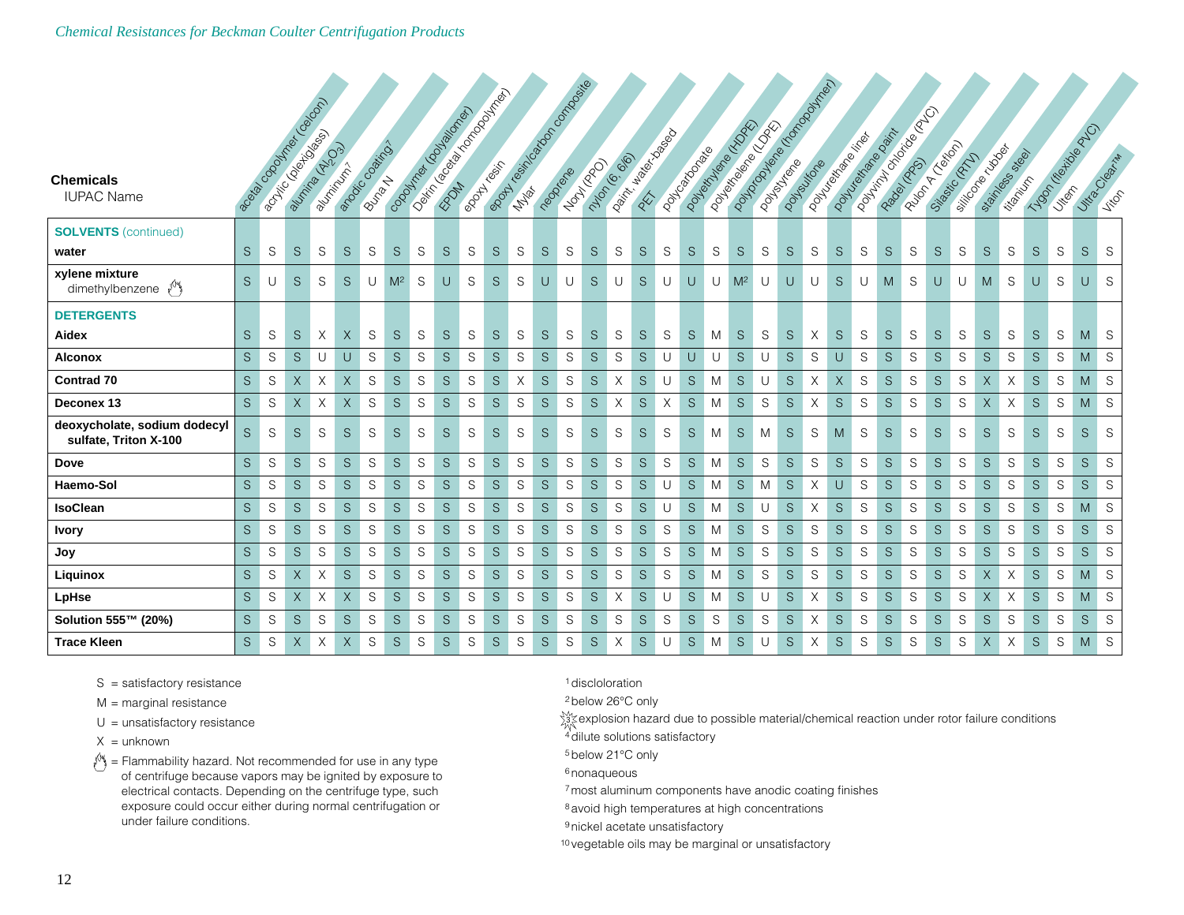*Chemical Resistances for Beckman Coulter Centrifugation Products*

| Chemicals IUPAC Name | acetal copolymer (celcon) | acrylic (plexiglass) | alumina ($Al_2O_3$) | aluminum[7] | anodic coating[7] | Buna N | copolymer (polyallomer) | Delrin (acetal homopolymer) | EPDM | epoxy resin | epoxy resin/carbon composite | Mylar | neoprene | Noryl (PPO) | nylon (6, 6/6) | paint, water-based | PET | polycarbonate | polyethylene (HDPE) | polyethelene (LDPE) | polypropylene (homopolymer) | polystyrene | polysulfone | polyurethane liner | polyurethane paint | polyvinyl chloride (PVC) | Radel (PPS) | Rulon A (Teflon) | Silastic (RTV) | silicone rubber | stainless steel | titanium | Tygon (flexible PVC) | Ultem | Ultra-Clear™ | Viton |
|---|---|---|---|---|---|---|---|---|---|---|---|---|---|---|---|---|---|---|---|---|---|---|---|---|---|---|---|---|---|---|---|---|---|---|---|---|
| **SOLVENTS** (continued) | | | | | | | | | | | | | | | | | | | | | | | | | | | | | | | | | | | | |
| **water** | S | S | S | S | S | S | S | S | S | S | S | S | S | S | S | S | S | S | S | S | S | S | S | S | S | S | S | S | S | S | S | S | S | S | S | S |
| **xylene mixture** dimethylbenzene (flammability hazard) | S | U | S | S | S | U | M[2] | S | U | S | S | S | U | U | S | U | S | U | U | U | M[2] | U | U | U | S | U | M | S | U | U | M | S | U | S | U | S |
| **DETERGENTS** | | | | | | | | | | | | | | | | | | | | | | | | | | | | | | | | | | | | |
| **Aidex** | S | S | S | X | X | S | S | S | S | S | S | S | S | S | S | S | S | S | S | M | S | S | S | X | S | S | S | S | S | S | S | S | S | S | M | S |
| **Alconox** | S | S | S | U | U | S | S | S | S | S | S | S | S | S | S | S | S | U | U | U | S | U | S | S | U | S | S | S | S | S | S | S | S | S | M | S |
| **Contrad 70** | S | S | X | X | X | S | S | S | S | S | S | X | S | S | S | X | S | U | S | M | S | U | S | X | X | S | S | S | S | S | X | X | S | S | M | S |
| **Deconex 13** | S | S | X | X | X | S | S | S | S | S | S | S | S | S | S | X | S | X | S | M | S | S | S | X | S | S | S | S | S | S | X | X | S | S | M | S |
| **deoxycholate, sodium dodecyl sulfate, Triton X-100** | S | S | S | S | S | S | S | S | S | S | S | S | S | S | S | S | S | S | S | M | S | M | S | S | M | S | S | S | S | S | S | S | S | S | S | S |
| **Dove** | S | S | S | S | S | S | S | S | S | S | S | S | S | S | S | S | S | S | S | M | S | S | S | S | S | S | S | S | S | S | S | S | S | S | S | S |
| **Haemo-Sol** | S | S | S | S | S | S | S | S | S | S | S | S | S | S | S | S | S | U | S | M | S | M | S | X | U | S | S | S | S | S | S | S | S | S | S | S |
| **IsoClean** | S | S | S | S | S | S | S | S | S | S | S | S | S | S | S | S | S | U | S | M | S | U | S | X | S | S | S | S | S | S | S | S | S | S | M | S |
| **Ivory** | S | S | S | S | S | S | S | S | S | S | S | S | S | S | S | S | S | S | S | M | S | S | S | S | S | S | S | S | S | S | S | S | S | S | S | S |
| **Joy** | S | S | S | S | S | S | S | S | S | S | S | S | S | S | S | S | S | S | S | M | S | S | S | S | S | S | S | S | S | S | S | S | S | S | S | S |
| **Liquinox** | S | S | X | X | S | S | S | S | S | S | S | S | S | S | S | S | S | S | S | M | S | S | S | S | S | S | S | S | S | S | X | X | S | S | M | S |
| **LpHse** | S | S | X | X | X | S | S | S | S | S | S | S | S | S | S | X | S | U | S | M | S | U | S | X | S | S | S | S | S | S | X | X | S | S | M | S |
| **Solution 555™ (20%)** | S | S | S | S | S | S | S | S | S | S | S | S | S | S | S | S | S | S | S | S | S | S | S | X | S | S | S | S | S | S | S | S | S | S | S | S |
| **Trace Kleen** | S | S | X | X | X | S | S | S | S | S | S | S | S | S | S | X | S | U | S | M | S | U | S | X | S | S | S | S | S | S | X | X | S | S | M | S |

S = satisfactory resistance

M = marginal resistance

U = unsatisfactory resistance

X = unknown

(flame symbol) = Flammability hazard. Not recommended for use in any type of centrifuge because vapors may be ignited by exposure to electrical contacts. Depending on the centrifuge type, such exposure could occur either during normal centrifugation or under failure conditions.

[1] discloloration

[2] below 26°C only

[3] explosion hazard due to possible material/chemical reaction under rotor failure conditions

[4] dilute solutions satisfactory

[5] below 21°C only

[6] nonaqueous

[7] most aluminum components have anodic coating finishes

[8] avoid high temperatures at high concentrations

[9] nickel acetate unsatisfactory

[10] vegetable oils may be marginal or unsatisfactory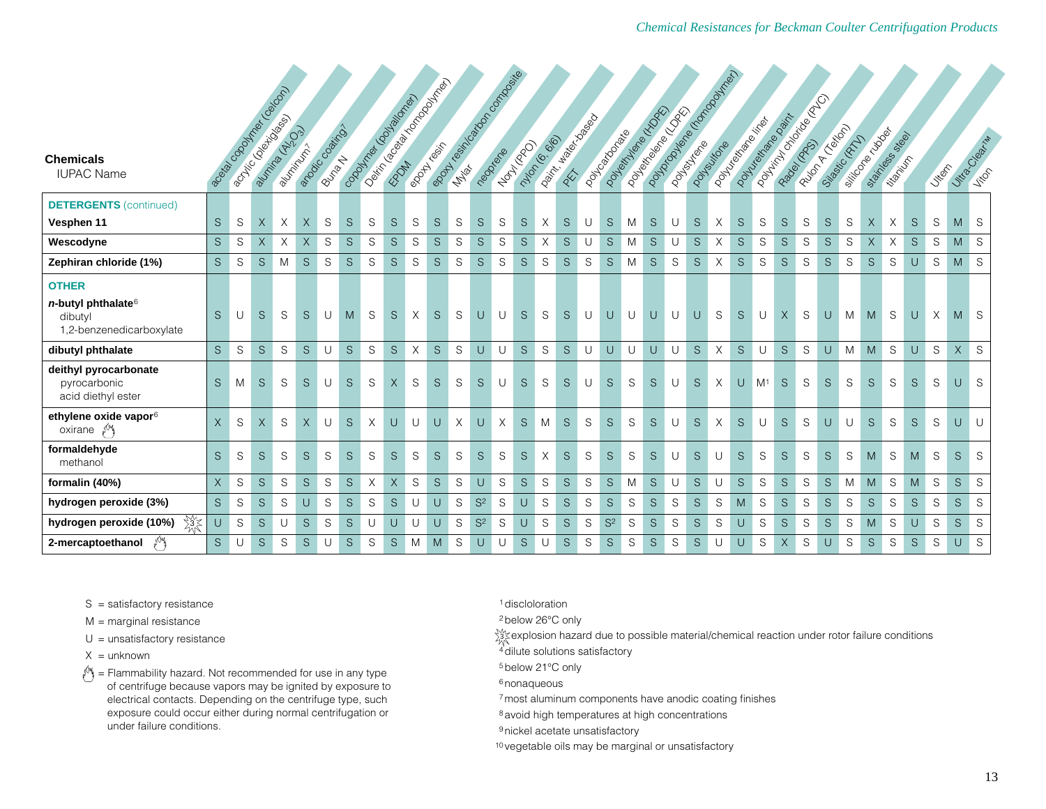| Chemicals IUPAC Name | acetal copolymer (celcon) | acrylic (plexiglass) | alumina ($Al_2O_3$) | aluminum[7] | anodic coating[7] | Buna N | copolymer (polyallomer) | Delrin (acetal homopolymer) | EPDM | epoxy resin | epoxy resin/carbon composite | Mylar | neoprene | Noryl (PPO) | nylon (6, 6/6) | paint, water-based | PET | polycarbonate | polyethylene (HDPE) | polyethelene (LDPE) | polypropylene (homopolymer) | polystyrene | polysulfone | polyurethane liner | polyurethane paint | polyvinyl chloride (PVC) | Radel (PPS) | Rulon A (Teflon) | Silastic (RTV) | silicone rubber | stainless steel | titanium | Ultem | Ultra-Clear™ | Viton |
|---|---|---|---|---|---|---|---|---|---|---|---|---|---|---|---|---|---|---|---|---|---|---|---|---|---|---|---|---|---|---|---|---|---|---|---|
| **DETERGENTS** (continued) | | | | | | | | | | | | | | | | | | | | | | | | | | | | | | | | | | | |
| **Vesphen 11** | S | S | X | X | X | S | S | S | S | S | S | S | S | S | S | X | S | U | S | M | S | U | S | X | S | S | S | S | S | S | X | X | S | S | M | S |
| **Wescodyne** | S | S | X | X | X | S | S | S | S | S | S | S | S | S | S | X | S | U | S | M | S | U | S | X | S | S | S | S | S | S | X | X | S | S | M | S |
| **Zephiran chloride (1%)** | S | S | S | M | S | S | S | S | S | S | S | S | S | S | S | S | S | S | S | M | S | S | S | X | S | S | S | S | S | S | S | S | U | S | M | S |
| **OTHER** | | | | | | | | | | | | | | | | | | | | | | | | | | | | | | | | | | | |
| ***n*-butyl phthalate**[6] dibutyl 1,2-benzenedicarboxylate | S | U | S | S | S | U | M | S | S | X | S | S | U | U | S | S | S | U | U | U | U | U | U | S | S | U | X | S | U | M | M | S | U | X | M | S |
| **dibutyl phthalate** | S | S | S | S | S | U | S | S | S | X | S | S | U | U | S | S | S | U | U | U | U | U | S | X | S | U | S | S | U | M | M | S | U | S | X | S |
| **deithyl pyrocarbonate** pyrocarbonic acid diethyl ester | S | M | S | S | S | U | S | S | X | S | S | S | S | U | S | S | S | U | S | S | S | U | S | X | U | M[1] | S | S | S | S | S | S | S | S | U | S |
| **ethylene oxide vapor**[6] oxirane (flammability hazard) | X | S | X | S | X | U | S | X | U | U | U | X | U | X | S | M | S | S | S | S | S | U | S | X | S | U | S | S | U | U | S | S | S | S | U | U |
| **formaldehyde** methanol | S | S | S | S | S | S | S | S | S | S | S | S | S | S | S | X | S | S | S | S | S | U | S | U | S | S | S | S | S | S | M | S | M | S | S | S |
| **formalin (40%)** | X | S | S | S | S | S | S | X | X | S | S | S | U | S | S | S | S | S | S | M | S | U | S | U | S | S | S | S | S | M | M | S | M | S | S | S |
| **hydrogen peroxide (3%)** | S | S | S | S | U | S | S | S | S | U | U | S | S[2] | S | U | S | S | S | S | S | S | S | S | S | M | S | S | S | S | S | S | S | S | S | S | S |
| **hydrogen peroxide (10%)** (explosion hazard[3]) | U | S | S | U | S | S | S | U | U | U | U | S | S[2] | S | U | S | S | S | S[2] | S | S | S | S | S | U | S | S | S | S | S | M | S | U | S | S | S |
| **2-mercaptoethanol** (flammability hazard) | S | U | S | S | S | U | S | S | S | M | M | S | U | U | S | U | S | S | S | S | S | S | S | U | U | S | X | S | U | S | S | S | S | S | U | S |

S = satisfactory resistance

M = marginal resistance

U = unsatisfactory resistance

X = unknown

(flammability symbol) = Flammability hazard. Not recommended for use in any type of centrifuge because vapors may be ignited by exposure to electrical contacts. Depending on the centrifuge type, such exposure could occur either during normal centrifugation or under failure conditions.

[1] discloloration

[2] below 26°C only

[3] explosion hazard due to possible material/chemical reaction under rotor failure conditions

[4] dilute solutions satisfactory

[5] below 21°C only

[6] nonaqueous

[7] most aluminum components have anodic coating finishes

[8] avoid high temperatures at high concentrations

[9] nickel acetate unsatisfactory

[10] vegetable oils may be marginal or unsatisfactory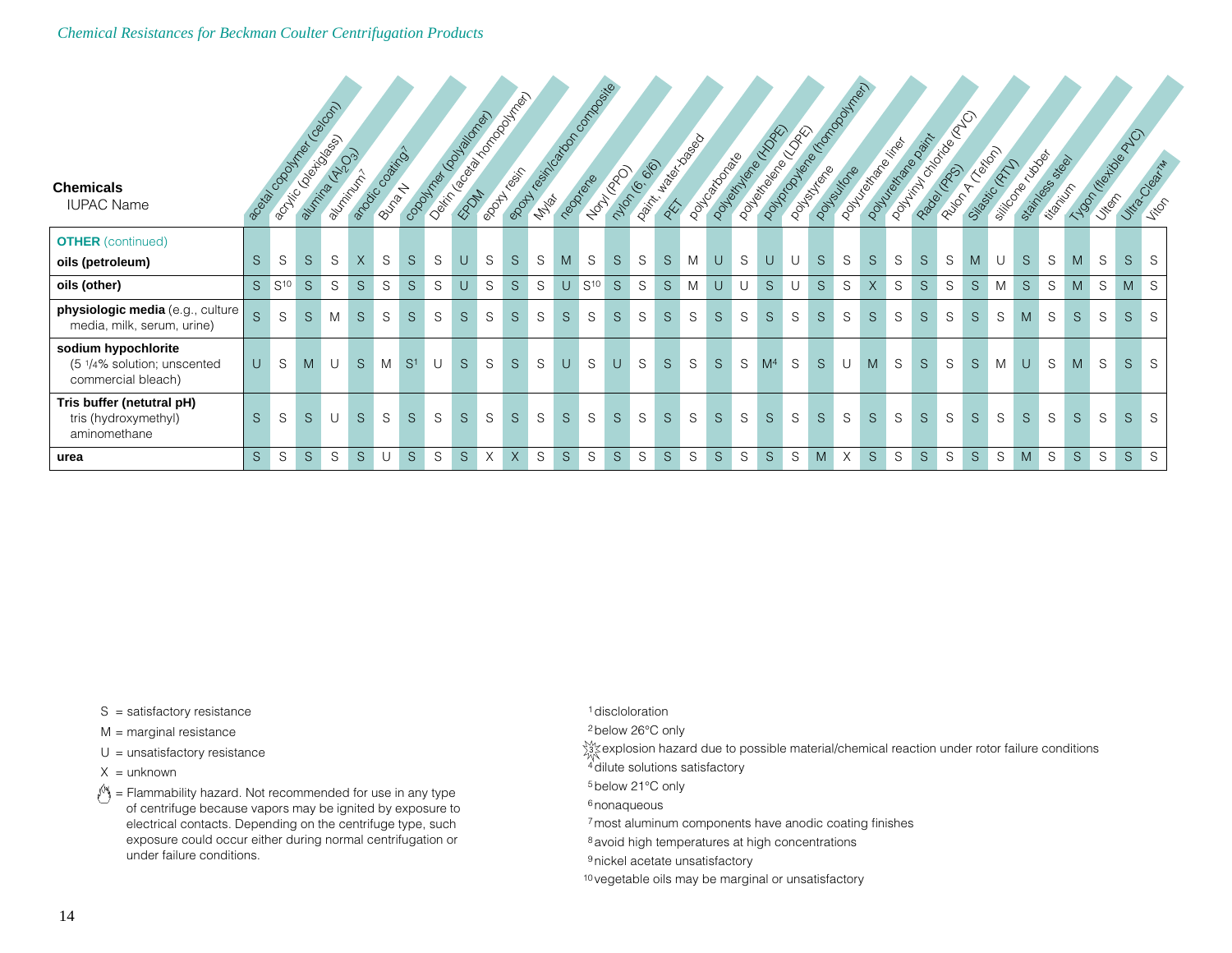*Chemical Resistances for Beckman Coulter Centrifugation Products*

| Chemicals<br>IUPAC Name | acetal copolymer (celcon) | acrylic (plexiglass) | alumina ($Al_2O_3$) | aluminum[7] | anodic coating[7] | Buna N | copolymer (polyallomer) | Delrin (acetal homopolymer) | EPDM | epoxy resin | epoxy resin/carbon composite | Mylar | neoprene | Noryl (PPO) | nylon (6, 6/6) | paint, water-based | PET | polycarbonate | polyethylene (HDPE) | polyethelene (LDPE) | polypropylene (homopolymer) | polystyrene | polysulfone | polyurethane liner | polyurethane paint | polyvinyl chloride (PVC) | Radel (PPS) | Rulon A (Teflon) | Silastic (RTV) | silicone rubber | stainless steel | titanium | Tygon (flexible PVC) | Ultem | Ultra-Clear™ | Viton |
|---|---|---|---|---|---|---|---|---|---|---|---|---|---|---|---|---|---|---|---|---|---|---|---|---|---|---|---|---|---|---|---|---|---|---|---|---|
| **OTHER** (continued) | | | | | | | | | | | | | | | | | | | | | | | | | | | | | | | | | | | | |
| **oils (petroleum)** | S | S | S | S | X | S | S | S | U | S | S | S | M | S | S | S | S | M | U | S | U | U | S | S | S | S | S | S | M | U | S | S | M | S | S | S |
| **oils (other)** | S | S[10] | S | S | S | S | S | S | U | S | S | S | U | S[10] | S | S | S | M | U | U | S | U | S | S | X | S | S | S | S | M | S | S | M | S | M | S |
| **physiologic media** (e.g., culture media, milk, serum, urine) | S | S | S | M | S | S | S | S | S | S | S | S | S | S | S | S | S | S | S | S | S | S | S | S | S | S | S | S | S | S | M | S | S | S | S | S |
| **sodium hypochlorite**<br>(5 1/4% solution; unscented commercial bleach) | U | S | M | U | S | M | S[1] | U | S | S | S | S | U | S | U | S | S | S | S | S | M[4] | S | S | U | M | S | S | S | S | M | U | S | M | S | S | S |
| **Tris buffer (netutral pH)**<br>tris (hydroxymethyl) aminomethane | S | S | S | U | S | S | S | S | S | S | S | S | S | S | S | S | S | S | S | S | S | S | S | S | S | S | S | S | S | S | S | S | S | S | S | S |
| **urea** | S | S | S | S | S | U | S | S | S | X | X | S | S | S | S | S | S | S | S | S | S | S | M | X | S | S | S | S | S | S | M | S | S | S | S | S |

S = satisfactory resistance

M = marginal resistance

U = unsatisfactory resistance

X = unknown

(flame symbol) = Flammability hazard. Not recommended for use in any type of centrifuge because vapors may be ignited by exposure to electrical contacts. Depending on the centrifuge type, such exposure could occur either during normal centrifugation or under failure conditions.

[1] discloloration

[2] below 26°C only

[3] explosion hazard due to possible material/chemical reaction under rotor failure conditions

[4] dilute solutions satisfactory

[5] below 21°C only

[6] nonaqueous

[7] most aluminum components have anodic coating finishes

[8] avoid high temperatures at high concentrations

[9] nickel acetate unsatisfactory

[10] vegetable oils may be marginal or unsatisfactory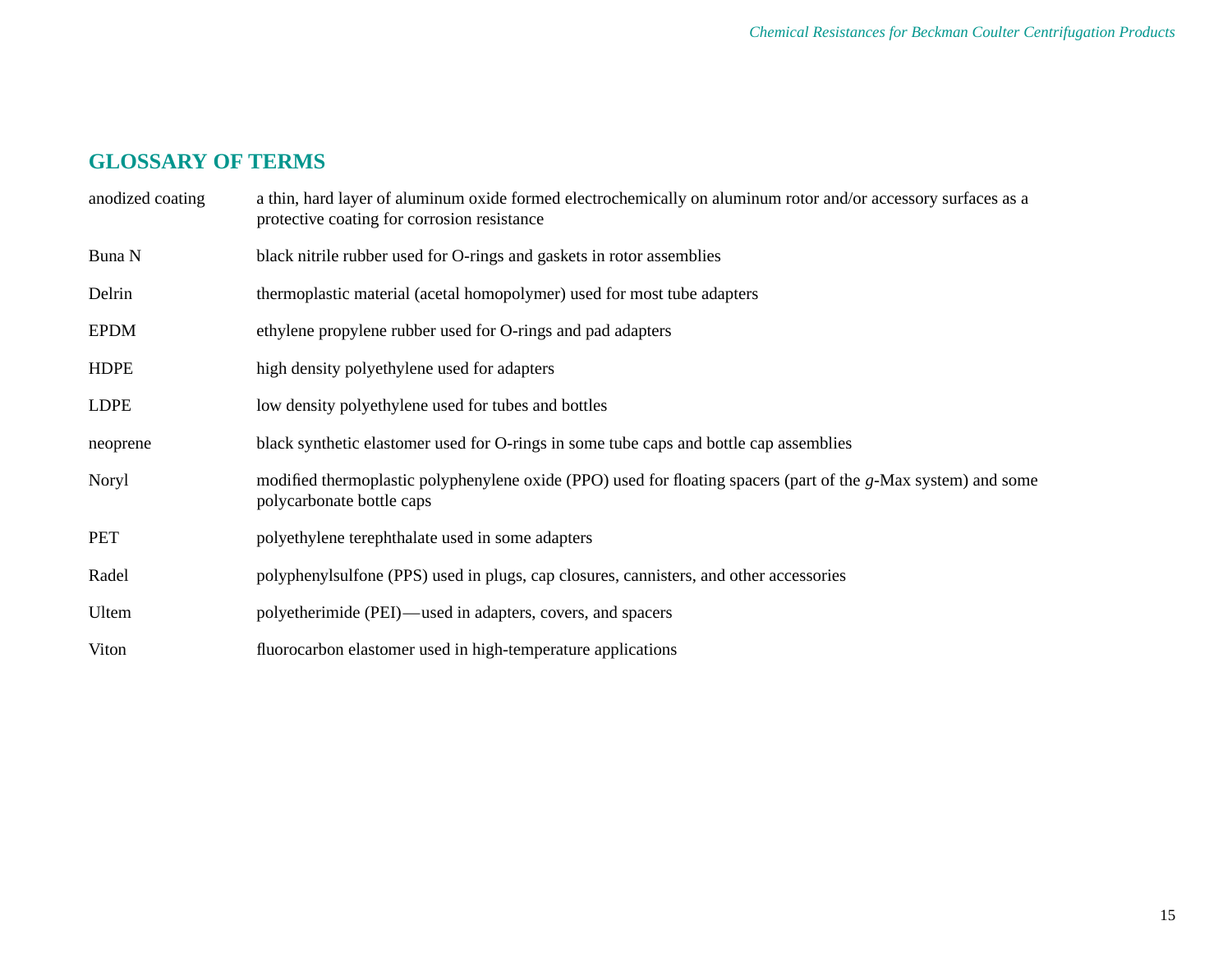## GLOSSARY OF TERMS

| | |
|---|---|
| anodized coating | a thin, hard layer of aluminum oxide formed electrochemically on aluminum rotor and/or accessory surfaces as a protective coating for corrosion resistance |
| Buna N | black nitrile rubber used for O-rings and gaskets in rotor assemblies |
| Delrin | thermoplastic material (acetal homopolymer) used for most tube adapters |
| EPDM | ethylene propylene rubber used for O-rings and pad adapters |
| HDPE | high density polyethylene used for adapters |
| LDPE | low density polyethylene used for tubes and bottles |
| neoprene | black synthetic elastomer used for O-rings in some tube caps and bottle cap assemblies |
| Noryl | modified thermoplastic polyphenylene oxide (PPO) used for floating spacers (part of the *g*-Max system) and some polycarbonate bottle caps |
| PET | polyethylene terephthalate used in some adapters |
| Radel | polyphenylsulfone (PPS) used in plugs, cap closures, cannisters, and other accessories |
| Ultem | polyetherimide (PEI)—used in adapters, covers, and spacers |
| Viton | fluorocarbon elastomer used in high-temperature applications |